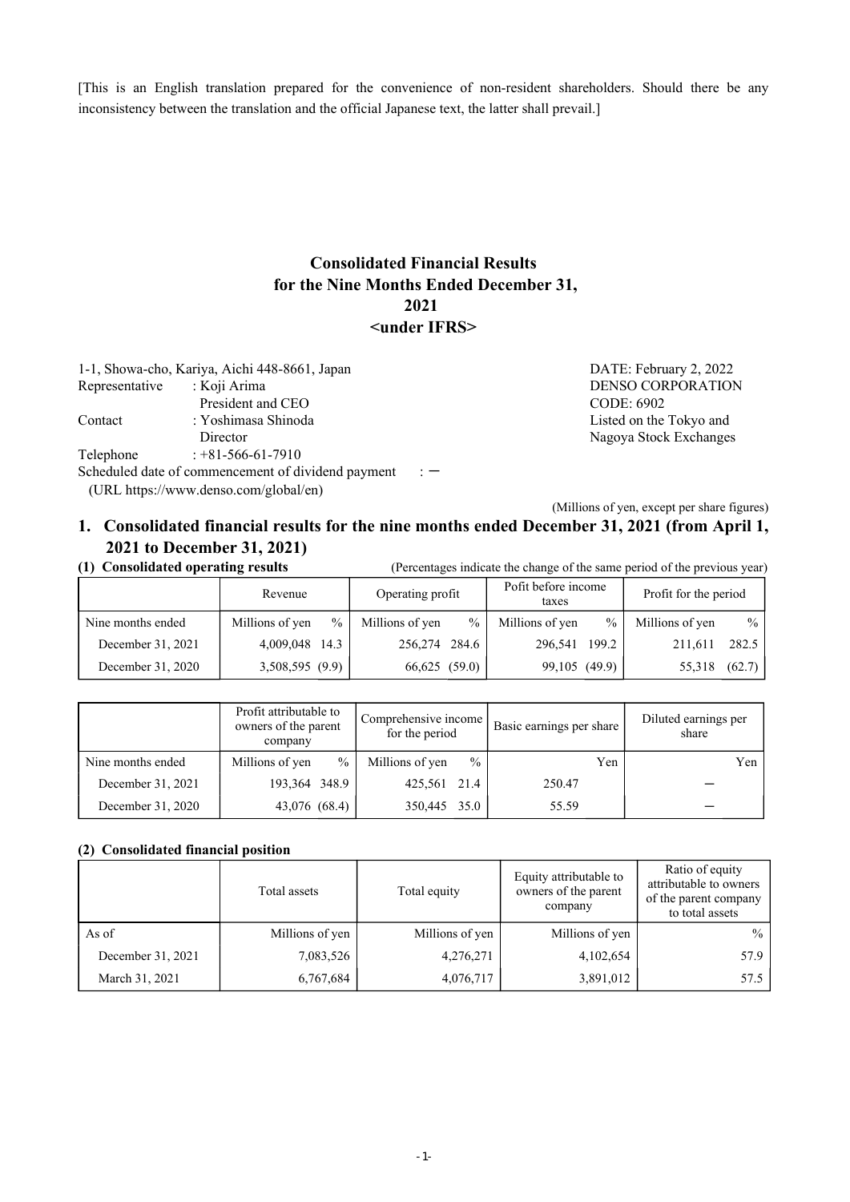[This is an English translation prepared for the convenience of non-resident shareholders. Should there be any inconsistency between the translation and the official Japanese text, the latter shall prevail.]

# Consolidated Financial Results for the Nine Months Ended December 31, 2021 <under IFRS>

DATE: February 2, 2022
DENSO CORPORATION
CODE: 6902
Listed on the Tokyo and Nagoya Stock Exchanges

1-1, Showa-cho, Kariya, Aichi 448-8661, Japan
Representative : Koji Arima
President and CEO
Contact : Yoshimasa Shinoda
Director
Telephone : +81-566-61-7910
Scheduled date of commencement of dividend payment : －
(URL https://www.denso.com/global/en)

(Millions of yen, except per share figures)

## 1. Consolidated financial results for the nine months ended December 31, 2021 (from April 1, 2021 to December 31, 2021)

**(1) Consolidated operating results** (Percentages indicate the change of the same period of the previous year)

| | Revenue | | Operating profit | | Pofit before income taxes | | Profit for the period | |
|---|---|---|---|---|---|---|---|---|
| Nine months ended | Millions of yen | % | Millions of yen | % | Millions of yen | % | Millions of yen | % |
| December 31, 2021 | 4,009,048 | 14.3 | 256,274 | 284.6 | 296,541 | 199.2 | 211,611 | 282.5 |
| December 31, 2020 | 3,508,595 | (9.9) | 66,625 | (59.0) | 99,105 | (49.9) | 55,318 | (62.7) |

| | Profit attributable to owners of the parent company | | Comprehensive income for the period | | Basic earnings per share | Diluted earnings per share |
|---|---|---|---|---|---|---|
| Nine months ended | Millions of yen | % | Millions of yen | % | Yen | Yen |
| December 31, 2021 | 193,364 | 348.9 | 425,561 | 21.4 | 250.47 | － |
| December 31, 2020 | 43,076 | (68.4) | 350,445 | 35.0 | 55.59 | － |

**(2) Consolidated financial position**

| | Total assets | Total equity | Equity attributable to owners of the parent company | Ratio of equity attributable to owners of the parent company to total assets |
|---|---|---|---|---|
| As of | Millions of yen | Millions of yen | Millions of yen | % |
| December 31, 2021 | 7,083,526 | 4,276,271 | 4,102,654 | 57.9 |
| March 31, 2021 | 6,767,684 | 4,076,717 | 3,891,012 | 57.5 |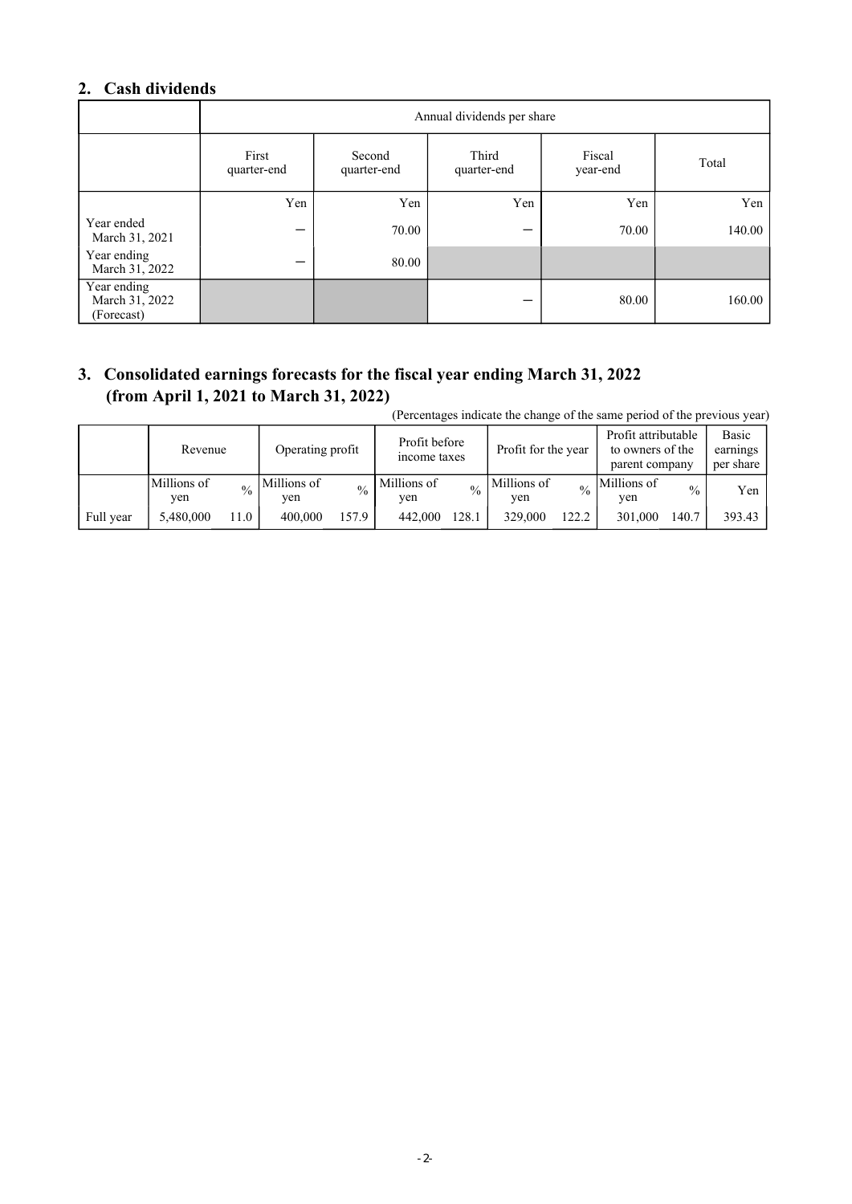## 2. Cash dividends

| | Annual dividends per share | | | | |
|---|---|---|---|---|---|
| | First quarter-end | Second quarter-end | Third quarter-end | Fiscal year-end | Total |
| | Yen | Yen | Yen | Yen | Yen |
| Year ended March 31, 2021 | − | 70.00 | − | 70.00 | 140.00 |
| Year ending March 31, 2022 | − | 80.00 | | | |
| Year ending March 31, 2022 (Forecast) | | | − | 80.00 | 160.00 |

## 3. Consolidated earnings forecasts for the fiscal year ending March 31, 2022 (from April 1, 2021 to March 31, 2022)

(Percentages indicate the change of the same period of the previous year)

| | Revenue | | Operating profit | | Profit before income taxes | | Profit for the year | | Profit attributable to owners of the parent company | | Basic earnings per share |
|---|---|---|---|---|---|---|---|---|---|---|---|
| | Millions of yen | % | Millions of yen | % | Millions of yen | % | Millions of yen | % | Millions of yen | % | Yen |
| Full year | 5,480,000 | 11.0 | 400,000 | 157.9 | 442,000 | 128.1 | 329,000 | 122.2 | 301,000 | 140.7 | 393.43 |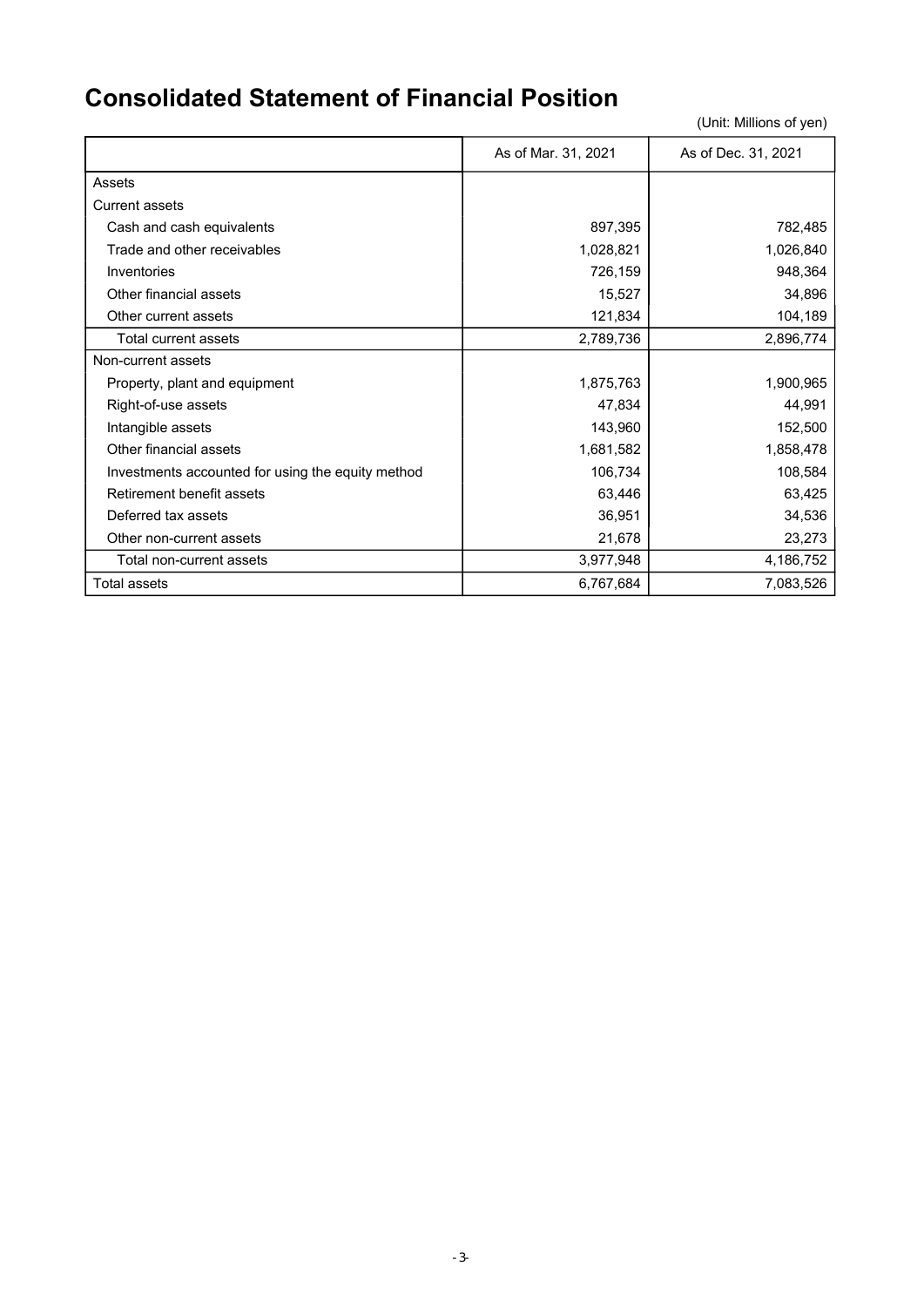# Consolidated Statement of Financial Position

(Unit: Millions of yen)

| | As of Mar. 31, 2021 | As of Dec. 31, 2021 |
|---|---|---|
| Assets | | |
| Current assets | | |
| Cash and cash equivalents | 897,395 | 782,485 |
| Trade and other receivables | 1,028,821 | 1,026,840 |
| Inventories | 726,159 | 948,364 |
| Other financial assets | 15,527 | 34,896 |
| Other current assets | 121,834 | 104,189 |
| Total current assets | 2,789,736 | 2,896,774 |
| Non-current assets | | |
| Property, plant and equipment | 1,875,763 | 1,900,965 |
| Right-of-use assets | 47,834 | 44,991 |
| Intangible assets | 143,960 | 152,500 |
| Other financial assets | 1,681,582 | 1,858,478 |
| Investments accounted for using the equity method | 106,734 | 108,584 |
| Retirement benefit assets | 63,446 | 63,425 |
| Deferred tax assets | 36,951 | 34,536 |
| Other non-current assets | 21,678 | 23,273 |
| Total non-current assets | 3,977,948 | 4,186,752 |
| Total assets | 6,767,684 | 7,083,526 |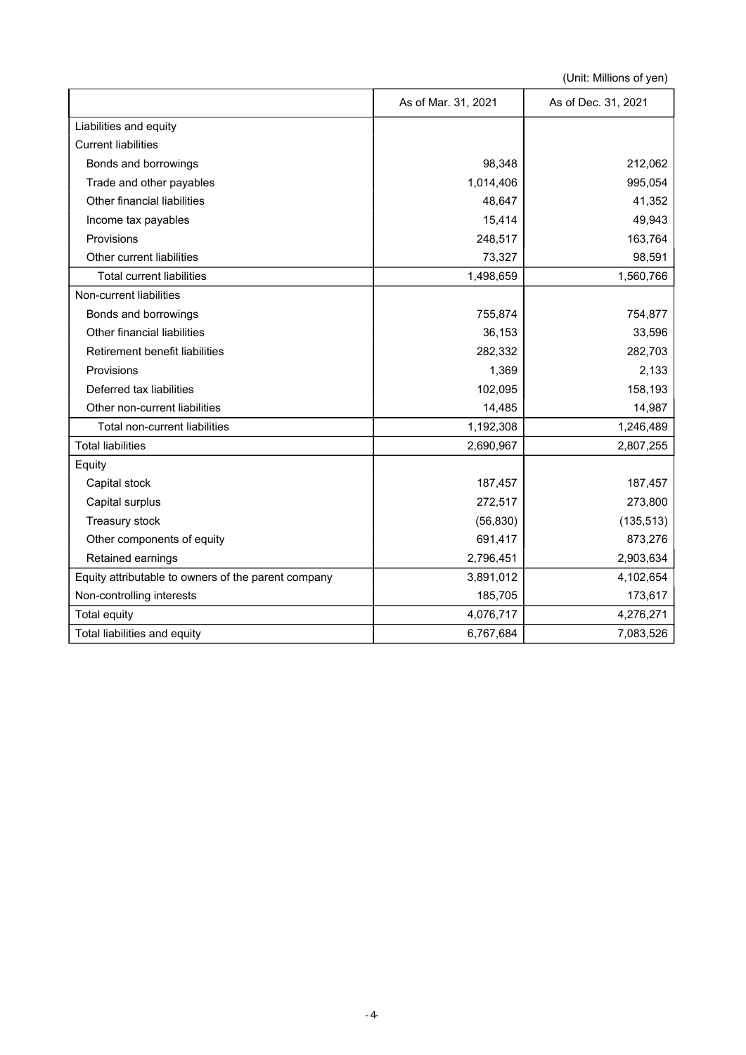(Unit: Millions of yen)

| | As of Mar. 31, 2021 | As of Dec. 31, 2021 |
|---|---|---|
| Liabilities and equity | | |
| Current liabilities | | |
| Bonds and borrowings | 98,348 | 212,062 |
| Trade and other payables | 1,014,406 | 995,054 |
| Other financial liabilities | 48,647 | 41,352 |
| Income tax payables | 15,414 | 49,943 |
| Provisions | 248,517 | 163,764 |
| Other current liabilities | 73,327 | 98,591 |
| Total current liabilities | 1,498,659 | 1,560,766 |
| Non-current liabilities | | |
| Bonds and borrowings | 755,874 | 754,877 |
| Other financial liabilities | 36,153 | 33,596 |
| Retirement benefit liabilities | 282,332 | 282,703 |
| Provisions | 1,369 | 2,133 |
| Deferred tax liabilities | 102,095 | 158,193 |
| Other non-current liabilities | 14,485 | 14,987 |
| Total non-current liabilities | 1,192,308 | 1,246,489 |
| Total liabilities | 2,690,967 | 2,807,255 |
| Equity | | |
| Capital stock | 187,457 | 187,457 |
| Capital surplus | 272,517 | 273,800 |
| Treasury stock | (56,830) | (135,513) |
| Other components of equity | 691,417 | 873,276 |
| Retained earnings | 2,796,451 | 2,903,634 |
| Equity attributable to owners of the parent company | 3,891,012 | 4,102,654 |
| Non-controlling interests | 185,705 | 173,617 |
| Total equity | 4,076,717 | 4,276,271 |
| Total liabilities and equity | 6,767,684 | 7,083,526 |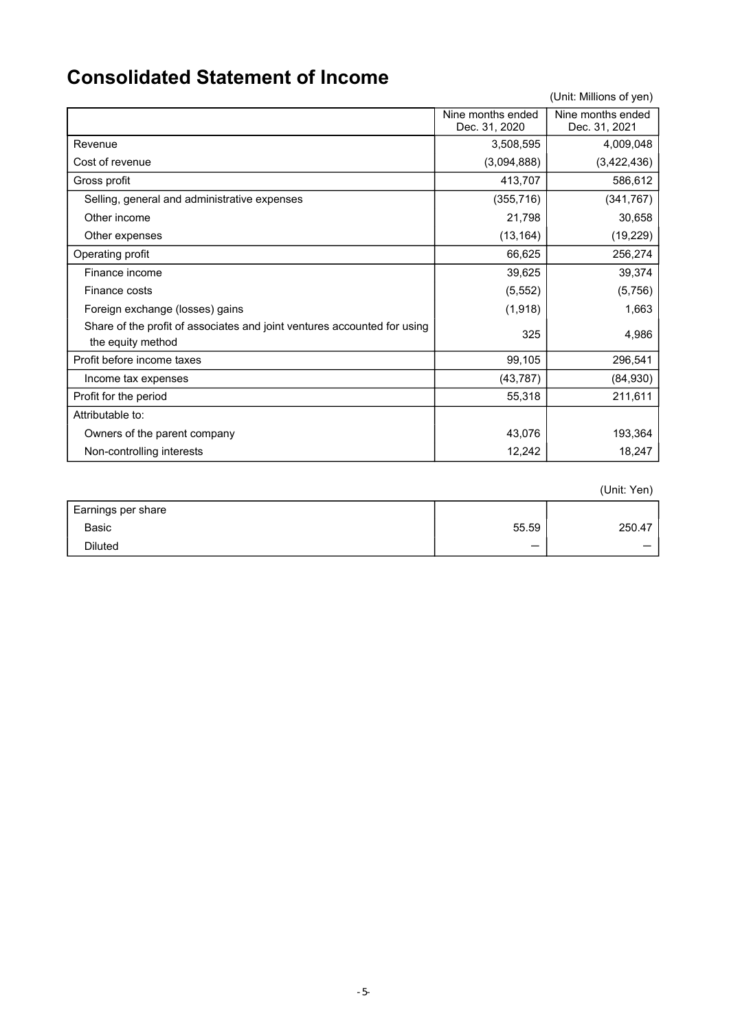# Consolidated Statement of Income

(Unit: Millions of yen)

| | Nine months ended Dec. 31, 2020 | Nine months ended Dec. 31, 2021 |
|---|---|---|
| Revenue | 3,508,595 | 4,009,048 |
| Cost of revenue | (3,094,888) | (3,422,436) |
| Gross profit | 413,707 | 586,612 |
| Selling, general and administrative expenses | (355,716) | (341,767) |
| Other income | 21,798 | 30,658 |
| Other expenses | (13,164) | (19,229) |
| Operating profit | 66,625 | 256,274 |
| Finance income | 39,625 | 39,374 |
| Finance costs | (5,552) | (5,756) |
| Foreign exchange (losses) gains | (1,918) | 1,663 |
| Share of the profit of associates and joint ventures accounted for using the equity method | 325 | 4,986 |
| Profit before income taxes | 99,105 | 296,541 |
| Income tax expenses | (43,787) | (84,930) |
| Profit for the period | 55,318 | 211,611 |
| Attributable to: | | |
| Owners of the parent company | 43,076 | 193,364 |
| Non-controlling interests | 12,242 | 18,247 |

(Unit: Yen)

| | | |
|---|---|---|
| Earnings per share | | |
| Basic | 55.59 | 250.47 |
| Diluted | — | — |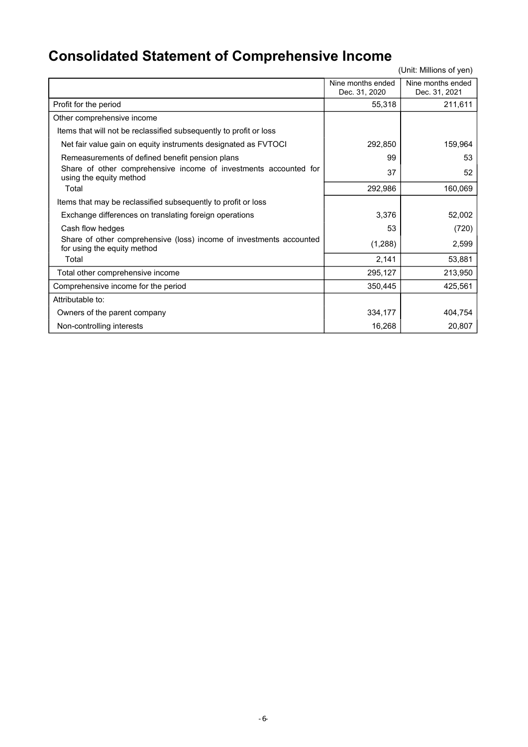# Consolidated Statement of Comprehensive Income

(Unit: Millions of yen)

| | Nine months ended Dec. 31, 2020 | Nine months ended Dec. 31, 2021 |
|---|---|---|
| Profit for the period | 55,318 | 211,611 |
| Other comprehensive income | | |
| Items that will not be reclassified subsequently to profit or loss | | |
| Net fair value gain on equity instruments designated as FVTOCI | 292,850 | 159,964 |
| Remeasurements of defined benefit pension plans | 99 | 53 |
| Share of other comprehensive income of investments accounted for using the equity method | 37 | 52 |
| Total | 292,986 | 160,069 |
| Items that may be reclassified subsequently to profit or loss | | |
| Exchange differences on translating foreign operations | 3,376 | 52,002 |
| Cash flow hedges | 53 | (720) |
| Share of other comprehensive (loss) income of investments accounted for using the equity method | (1,288) | 2,599 |
| Total | 2,141 | 53,881 |
| Total other comprehensive income | 295,127 | 213,950 |
| Comprehensive income for the period | 350,445 | 425,561 |
| Attributable to: | | |
| Owners of the parent company | 334,177 | 404,754 |
| Non-controlling interests | 16,268 | 20,807 |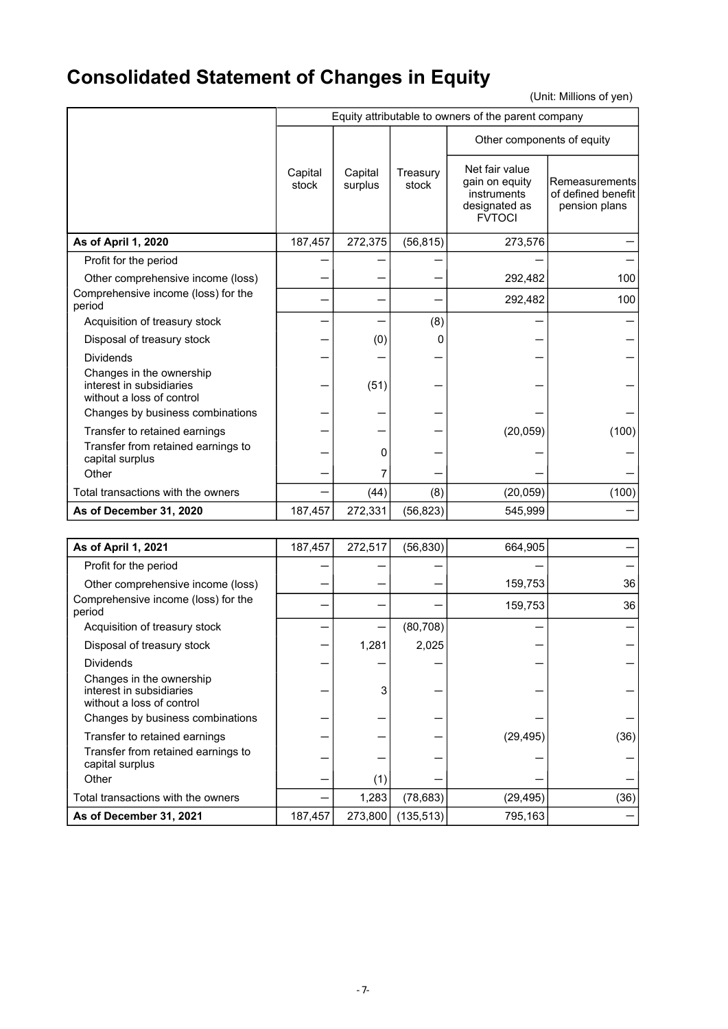# Consolidated Statement of Changes in Equity

(Unit: Millions of yen)

| | Equity attributable to owners of the parent company | | | | |
|---|---|---|---|---|---|
| | | | | Other components of equity | |
| | Capital stock | Capital surplus | Treasury stock | Net fair value gain on equity instruments designated as FVTOCI | Remeasurements of defined benefit pension plans |
| **As of April 1, 2020** | 187,457 | 272,375 | (56,815) | 273,576 | — |
| Profit for the period | — | — | — | — | — |
| Other comprehensive income (loss) | — | — | — | 292,482 | 100 |
| Comprehensive income (loss) for the period | — | — | — | 292,482 | 100 |
| Acquisition of treasury stock | — | — | (8) | — | — |
| Disposal of treasury stock | — | (0) | 0 | — | — |
| Dividends | — | — | — | — | — |
| Changes in the ownership interest in subsidiaries without a loss of control | — | (51) | — | — | — |
| Changes by business combinations | — | — | — | — | — |
| Transfer to retained earnings | — | — | — | (20,059) | (100) |
| Transfer from retained earnings to capital surplus | — | 0 | — | — | — |
| Other | — | 7 | — | — | — |
| Total transactions with the owners | — | (44) | (8) | (20,059) | (100) |
| **As of December 31, 2020** | 187,457 | 272,331 | (56,823) | 545,999 | — |
| | | | | | |
| **As of April 1, 2021** | 187,457 | 272,517 | (56,830) | 664,905 | — |
| Profit for the period | — | — | — | — | — |
| Other comprehensive income (loss) | — | — | — | 159,753 | 36 |
| Comprehensive income (loss) for the period | — | — | — | 159,753 | 36 |
| Acquisition of treasury stock | — | — | (80,708) | — | — |
| Disposal of treasury stock | — | 1,281 | 2,025 | — | — |
| Dividends | — | — | — | — | — |
| Changes in the ownership interest in subsidiaries without a loss of control | — | 3 | — | — | — |
| Changes by business combinations | — | — | — | — | — |
| Transfer to retained earnings | — | — | — | (29,495) | (36) |
| Transfer from retained earnings to capital surplus | — | — | — | — | — |
| Other | — | (1) | — | — | — |
| Total transactions with the owners | — | 1,283 | (78,683) | (29,495) | (36) |
| **As of December 31, 2021** | 187,457 | 273,800 | (135,513) | 795,163 | — |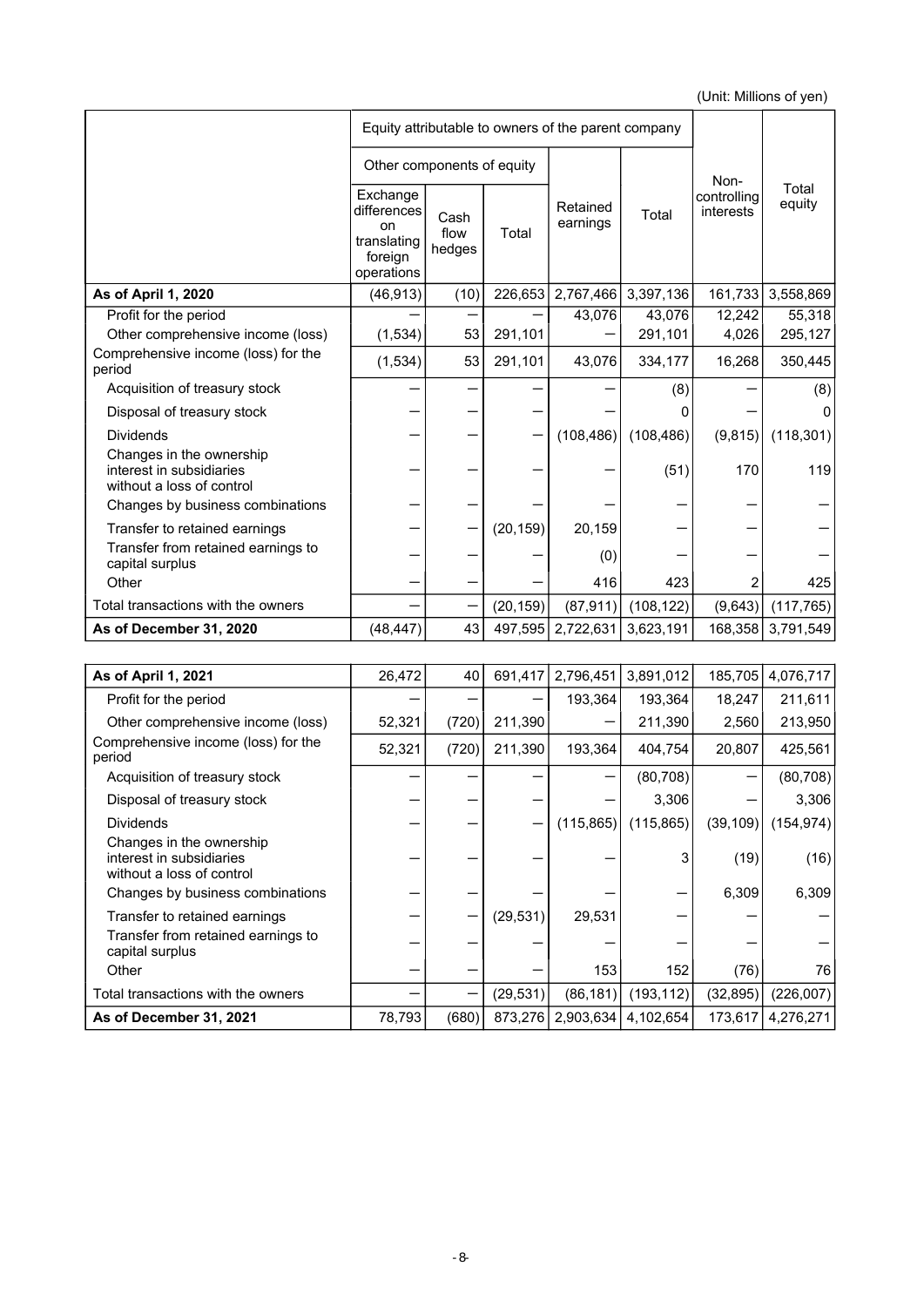(Unit: Millions of yen)

| | Equity attributable to owners of the parent company | | | | | Non-controlling interests | Total equity |
|---|---|---|---|---|---|---|---|
| | Other components of equity | | | Retained earnings | Total | | |
| | Exchange differences on translating foreign operations | Cash flow hedges | Total | | | | |
| **As of April 1, 2020** | (46,913) | (10) | 226,653 | 2,767,466 | 3,397,136 | 161,733 | 3,558,869 |
| Profit for the period | — | — | — | 43,076 | 43,076 | 12,242 | 55,318 |
| Other comprehensive income (loss) | (1,534) | 53 | 291,101 | — | 291,101 | 4,026 | 295,127 |
| Comprehensive income (loss) for the period | (1,534) | 53 | 291,101 | 43,076 | 334,177 | 16,268 | 350,445 |
| Acquisition of treasury stock | — | — | — | — | (8) | — | (8) |
| Disposal of treasury stock | — | — | — | — | 0 | — | 0 |
| Dividends | — | — | — | (108,486) | (108,486) | (9,815) | (118,301) |
| Changes in the ownership interest in subsidiaries without a loss of control | — | — | — | — | (51) | 170 | 119 |
| Changes by business combinations | — | — | — | — | — | — | — |
| Transfer to retained earnings | — | — | (20,159) | 20,159 | — | — | — |
| Transfer from retained earnings to capital surplus | — | — | — | (0) | — | — | — |
| Other | — | — | — | 416 | 423 | 2 | 425 |
| Total transactions with the owners | — | — | (20,159) | (87,911) | (108,122) | (9,643) | (117,765) |
| **As of December 31, 2020** | (48,447) | 43 | 497,595 | 2,722,631 | 3,623,191 | 168,358 | 3,791,549 |

| | Exchange differences on translating foreign operations | Cash flow hedges | Total | Retained earnings | Total | Non-controlling interests | Total equity |
|---|---|---|---|---|---|---|---|
| **As of April 1, 2021** | 26,472 | 40 | 691,417 | 2,796,451 | 3,891,012 | 185,705 | 4,076,717 |
| Profit for the period | — | — | — | 193,364 | 193,364 | 18,247 | 211,611 |
| Other comprehensive income (loss) | 52,321 | (720) | 211,390 | — | 211,390 | 2,560 | 213,950 |
| Comprehensive income (loss) for the period | 52,321 | (720) | 211,390 | 193,364 | 404,754 | 20,807 | 425,561 |
| Acquisition of treasury stock | — | — | — | — | (80,708) | — | (80,708) |
| Disposal of treasury stock | — | — | — | — | 3,306 | — | 3,306 |
| Dividends | — | — | — | (115,865) | (115,865) | (39,109) | (154,974) |
| Changes in the ownership interest in subsidiaries without a loss of control | — | — | — | — | 3 | (19) | (16) |
| Changes by business combinations | — | — | — | — | — | 6,309 | 6,309 |
| Transfer to retained earnings | — | — | (29,531) | 29,531 | — | — | — |
| Transfer from retained earnings to capital surplus | — | — | — | — | — | — | — |
| Other | — | — | — | 153 | 152 | (76) | 76 |
| Total transactions with the owners | — | — | (29,531) | (86,181) | (193,112) | (32,895) | (226,007) |
| **As of December 31, 2021** | 78,793 | (680) | 873,276 | 2,903,634 | 4,102,654 | 173,617 | 4,276,271 |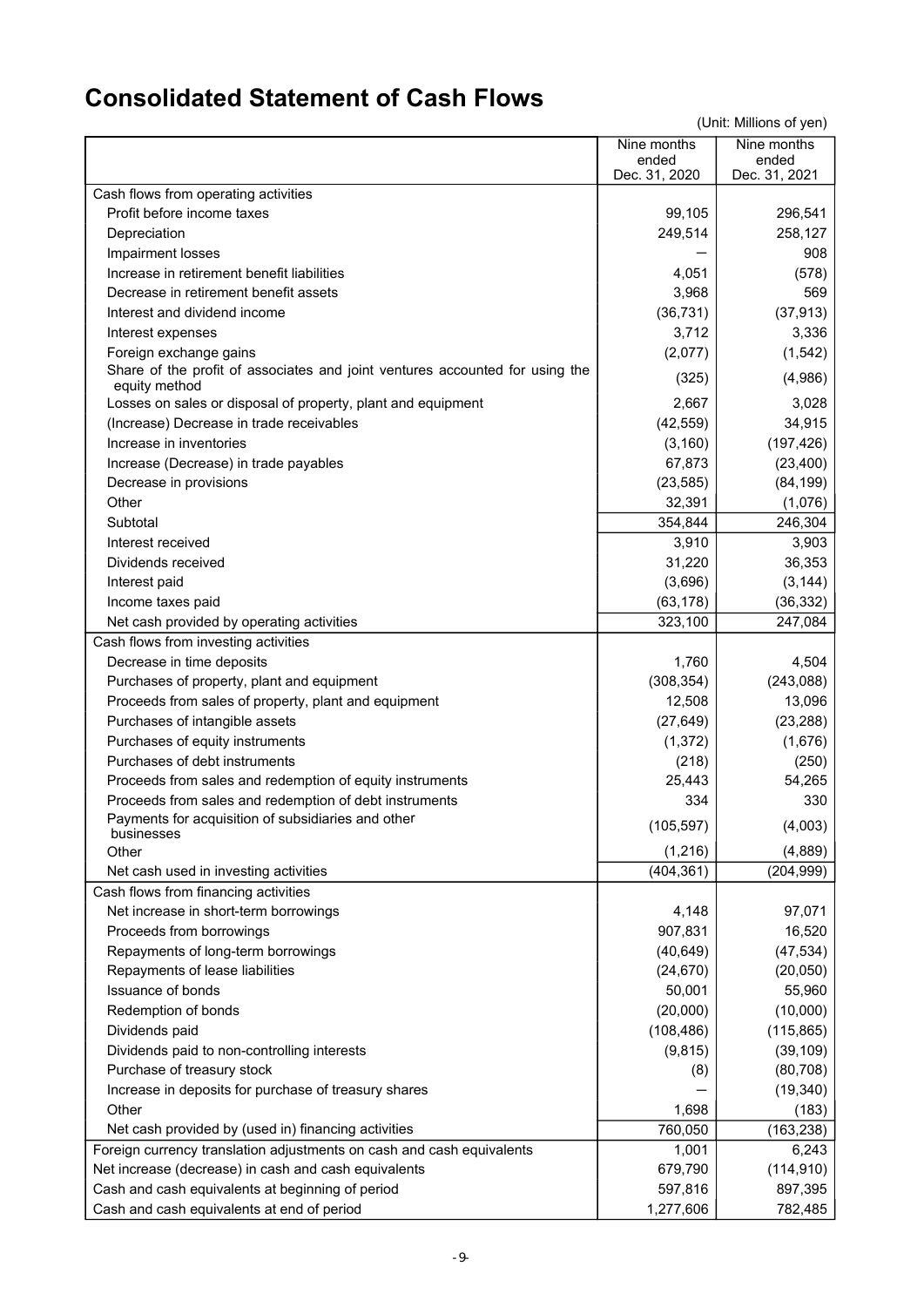# Consolidated Statement of Cash Flows

(Unit: Millions of yen)

| | Nine months ended Dec. 31, 2020 | Nine months ended Dec. 31, 2021 |
|---|---|---|
| Cash flows from operating activities | | |
| Profit before income taxes | 99,105 | 296,541 |
| Depreciation | 249,514 | 258,127 |
| Impairment losses | ― | 908 |
| Increase in retirement benefit liabilities | 4,051 | (578) |
| Decrease in retirement benefit assets | 3,968 | 569 |
| Interest and dividend income | (36,731) | (37,913) |
| Interest expenses | 3,712 | 3,336 |
| Foreign exchange gains | (2,077) | (1,542) |
| Share of the profit of associates and joint ventures accounted for using the equity method | (325) | (4,986) |
| Losses on sales or disposal of property, plant and equipment | 2,667 | 3,028 |
| (Increase) Decrease in trade receivables | (42,559) | 34,915 |
| Increase in inventories | (3,160) | (197,426) |
| Increase (Decrease) in trade payables | 67,873 | (23,400) |
| Decrease in provisions | (23,585) | (84,199) |
| Other | 32,391 | (1,076) |
| Subtotal | 354,844 | 246,304 |
| Interest received | 3,910 | 3,903 |
| Dividends received | 31,220 | 36,353 |
| Interest paid | (3,696) | (3,144) |
| Income taxes paid | (63,178) | (36,332) |
| Net cash provided by operating activities | 323,100 | 247,084 |
| Cash flows from investing activities | | |
| Decrease in time deposits | 1,760 | 4,504 |
| Purchases of property, plant and equipment | (308,354) | (243,088) |
| Proceeds from sales of property, plant and equipment | 12,508 | 13,096 |
| Purchases of intangible assets | (27,649) | (23,288) |
| Purchases of equity instruments | (1,372) | (1,676) |
| Purchases of debt instruments | (218) | (250) |
| Proceeds from sales and redemption of equity instruments | 25,443 | 54,265 |
| Proceeds from sales and redemption of debt instruments | 334 | 330 |
| Payments for acquisition of subsidiaries and other businesses | (105,597) | (4,003) |
| Other | (1,216) | (4,889) |
| Net cash used in investing activities | (404,361) | (204,999) |
| Cash flows from financing activities | | |
| Net increase in short-term borrowings | 4,148 | 97,071 |
| Proceeds from borrowings | 907,831 | 16,520 |
| Repayments of long-term borrowings | (40,649) | (47,534) |
| Repayments of lease liabilities | (24,670) | (20,050) |
| Issuance of bonds | 50,001 | 55,960 |
| Redemption of bonds | (20,000) | (10,000) |
| Dividends paid | (108,486) | (115,865) |
| Dividends paid to non-controlling interests | (9,815) | (39,109) |
| Purchase of treasury stock | (8) | (80,708) |
| Increase in deposits for purchase of treasury shares | ― | (19,340) |
| Other | 1,698 | (183) |
| Net cash provided by (used in) financing activities | 760,050 | (163,238) |
| Foreign currency translation adjustments on cash and cash equivalents | 1,001 | 6,243 |
| Net increase (decrease) in cash and cash equivalents | 679,790 | (114,910) |
| Cash and cash equivalents at beginning of period | 597,816 | 897,395 |
| Cash and cash equivalents at end of period | 1,277,606 | 782,485 |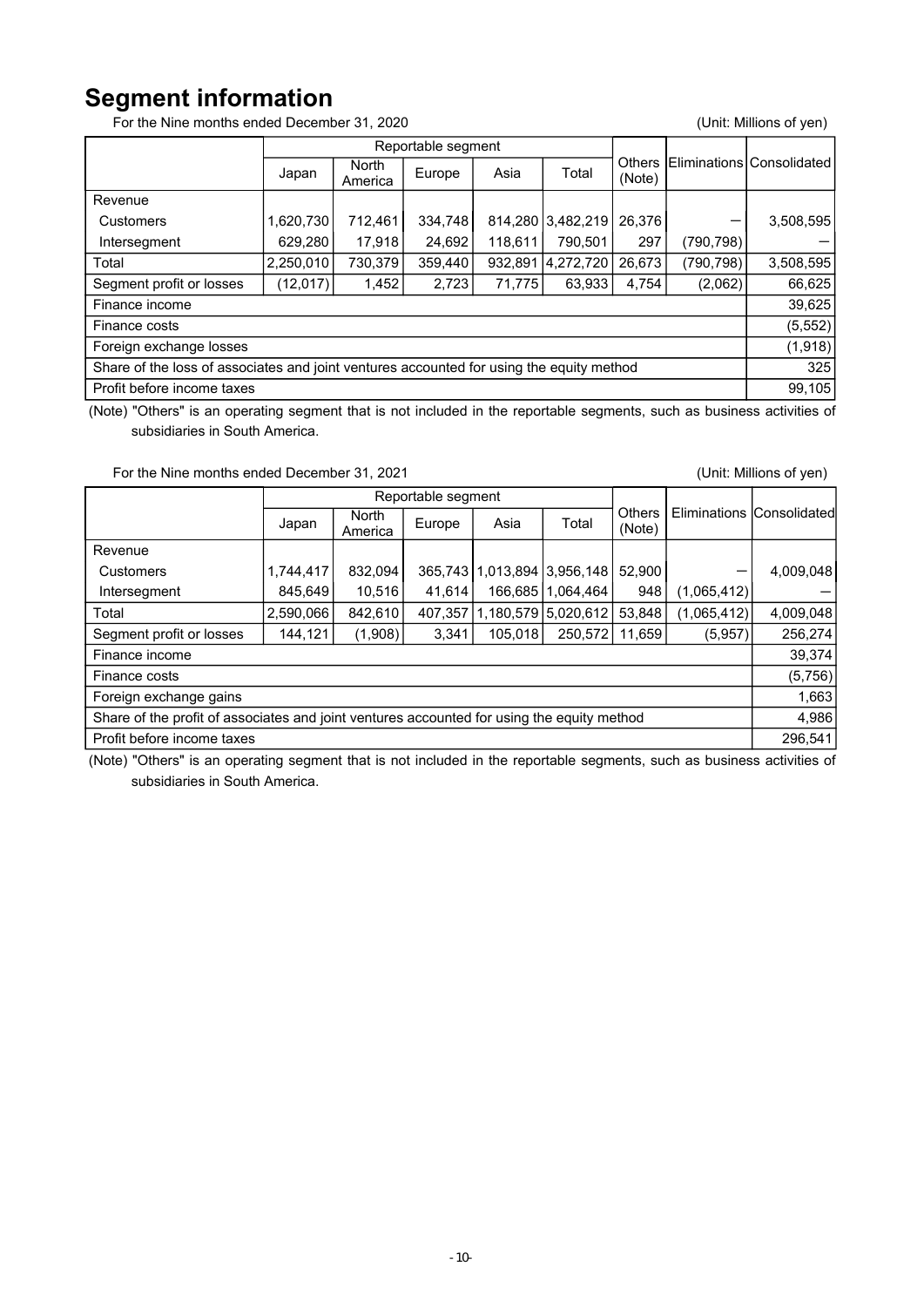# Segment information

For the Nine months ended December 31, 2020

(Unit: Millions of yen)

| | Reportable segment | | | | | Others (Note) | Eliminations | Consolidated |
|---|---|---|---|---|---|---|---|---|
| | Japan | North America | Europe | Asia | Total | | | |
| Revenue | | | | | | | | |
| Customers | 1,620,730 | 712,461 | 334,748 | 814,280 | 3,482,219 | 26,376 | ― | 3,508,595 |
| Intersegment | 629,280 | 17,918 | 24,692 | 118,611 | 790,501 | 297 | (790,798) | ― |
| Total | 2,250,010 | 730,379 | 359,440 | 932,891 | 4,272,720 | 26,673 | (790,798) | 3,508,595 |
| Segment profit or losses | (12,017) | 1,452 | 2,723 | 71,775 | 63,933 | 4,754 | (2,062) | 66,625 |
| Finance income | | | | | | | | 39,625 |
| Finance costs | | | | | | | | (5,552) |
| Foreign exchange losses | | | | | | | | (1,918) |
| Share of the loss of associates and joint ventures accounted for using the equity method | | | | | | | | 325 |
| Profit before income taxes | | | | | | | | 99,105 |

(Note) "Others" is an operating segment that is not included in the reportable segments, such as business activities of subsidiaries in South America.

For the Nine months ended December 31, 2021

(Unit: Millions of yen)

| | Reportable segment | | | | | Others (Note) | Eliminations | Consolidated |
|---|---|---|---|---|---|---|---|---|
| | Japan | North America | Europe | Asia | Total | | | |
| Revenue | | | | | | | | |
| Customers | 1,744,417 | 832,094 | 365,743 | 1,013,894 | 3,956,148 | 52,900 | ― | 4,009,048 |
| Intersegment | 845,649 | 10,516 | 41,614 | 166,685 | 1,064,464 | 948 | (1,065,412) | ― |
| Total | 2,590,066 | 842,610 | 407,357 | 1,180,579 | 5,020,612 | 53,848 | (1,065,412) | 4,009,048 |
| Segment profit or losses | 144,121 | (1,908) | 3,341 | 105,018 | 250,572 | 11,659 | (5,957) | 256,274 |
| Finance income | | | | | | | | 39,374 |
| Finance costs | | | | | | | | (5,756) |
| Foreign exchange gains | | | | | | | | 1,663 |
| Share of the profit of associates and joint ventures accounted for using the equity method | | | | | | | | 4,986 |
| Profit before income taxes | | | | | | | | 296,541 |

(Note) "Others" is an operating segment that is not included in the reportable segments, such as business activities of subsidiaries in South America.